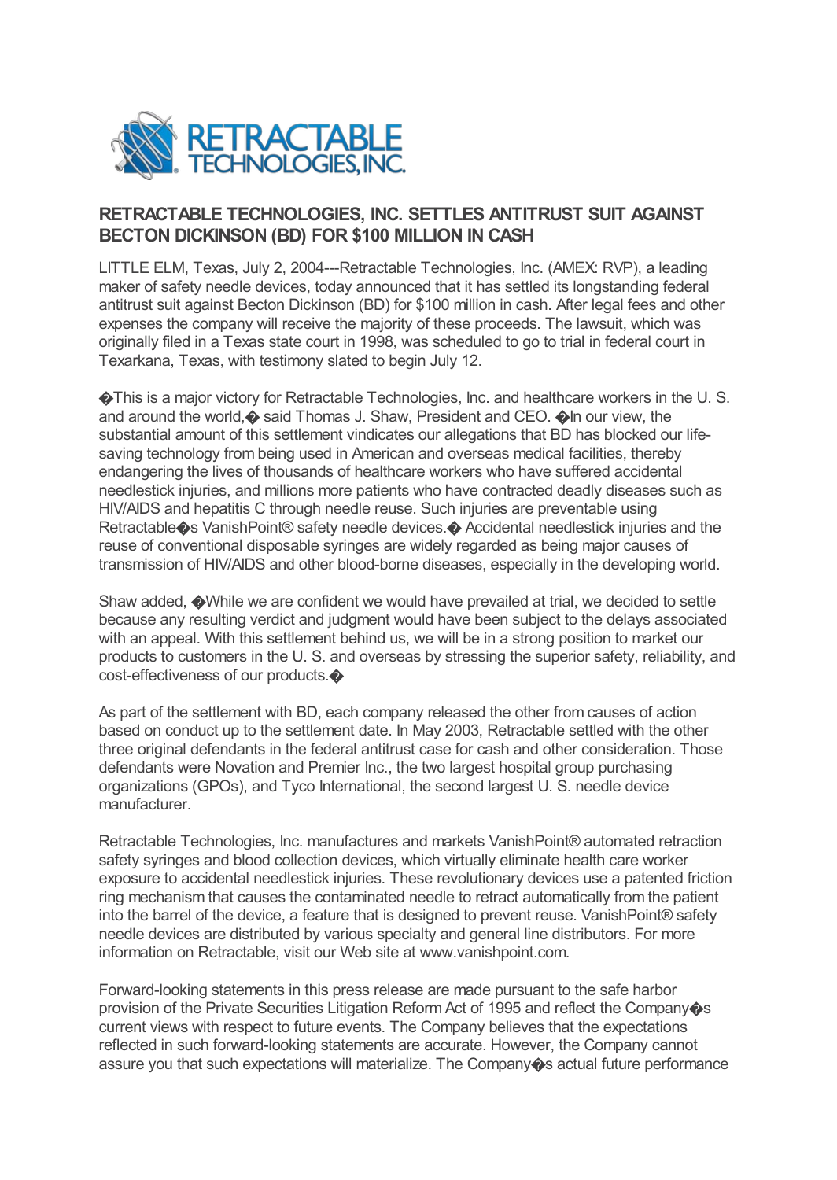# RETRACTABLE TECHNOLOGIES, INC. SETTLES ANTITRUST SUIT AGAINST BECTON DICKINSON (BD) FOR $100 MILLION IN CASH

LITTLE ELM, Texas, July 2, 2004---Retractable Technologies, Inc. (AMEX: RVP), a leading maker of safety needle devices, today announced that it has settled its longstanding federal antitrust suit against Becton Dickinson (BD) for $100 million in cash. After legal fees and other expenses the company will receive the majority of these proceeds. The lawsuit, which was originally filed in a Texas state court in 1998, was scheduled to go to trial in federal court in Texarkana, Texas, with testimony slated to begin July 12.

�This is a major victory for Retractable Technologies, Inc. and healthcare workers in the U. S. and around the world,� said Thomas J. Shaw, President and CEO. �In our view, the substantial amount of this settlement vindicates our allegations that BD has blocked our life-saving technology from being used in American and overseas medical facilities, thereby endangering the lives of thousands of healthcare workers who have suffered accidental needlestick injuries, and millions more patients who have contracted deadly diseases such as HIV/AIDS and hepatitis C through needle reuse. Such injuries are preventable using Retractable�s VanishPoint® safety needle devices.� Accidental needlestick injuries and the reuse of conventional disposable syringes are widely regarded as being major causes of transmission of HIV/AIDS and other blood-borne diseases, especially in the developing world.

Shaw added, �While we are confident we would have prevailed at trial, we decided to settle because any resulting verdict and judgment would have been subject to the delays associated with an appeal. With this settlement behind us, we will be in a strong position to market our products to customers in the U. S. and overseas by stressing the superior safety, reliability, and cost-effectiveness of our products.�

As part of the settlement with BD, each company released the other from causes of action based on conduct up to the settlement date. In May 2003, Retractable settled with the other three original defendants in the federal antitrust case for cash and other consideration. Those defendants were Novation and Premier Inc., the two largest hospital group purchasing organizations (GPOs), and Tyco International, the second largest U. S. needle device manufacturer.

Retractable Technologies, Inc. manufactures and markets VanishPoint® automated retraction safety syringes and blood collection devices, which virtually eliminate health care worker exposure to accidental needlestick injuries. These revolutionary devices use a patented friction ring mechanism that causes the contaminated needle to retract automatically from the patient into the barrel of the device, a feature that is designed to prevent reuse. VanishPoint® safety needle devices are distributed by various specialty and general line distributors. For more information on Retractable, visit our Web site at www.vanishpoint.com.

Forward-looking statements in this press release are made pursuant to the safe harbor provision of the Private Securities Litigation Reform Act of 1995 and reflect the Company�s current views with respect to future events. The Company believes that the expectations reflected in such forward-looking statements are accurate. However, the Company cannot assure you that such expectations will materialize. The Company�s actual future performance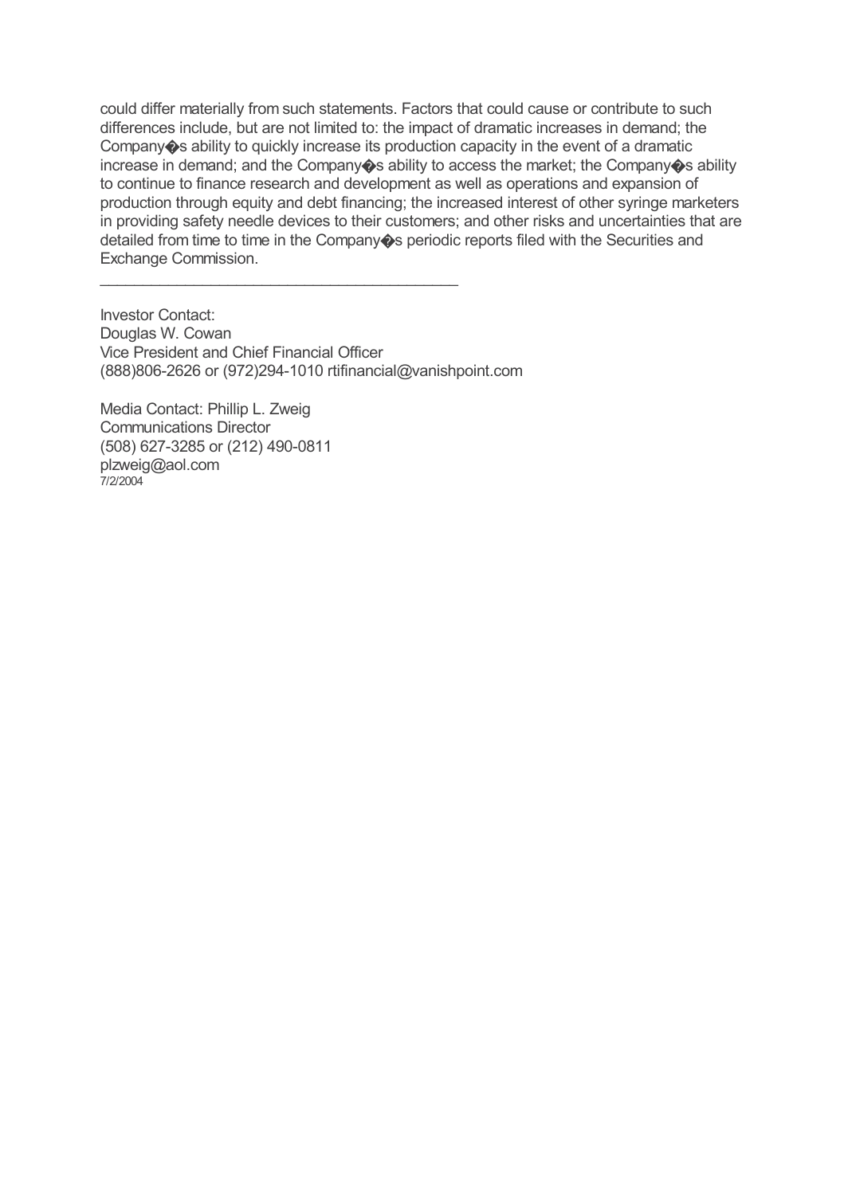could differ materially from such statements. Factors that could cause or contribute to such differences include, but are not limited to: the impact of dramatic increases in demand; the Company�s ability to quickly increase its production capacity in the event of a dramatic increase in demand; and the Company�s ability to access the market; the Company�s ability to continue to finance research and development as well as operations and expansion of production through equity and debt financing; the increased interest of other syringe marketers in providing safety needle devices to their customers; and other risks and uncertainties that are detailed from time to time in the Company�s periodic reports filed with the Securities and Exchange Commission.

---

Investor Contact:
Douglas W. Cowan
Vice President and Chief Financial Officer
(888)806-2626 or (972)294-1010 rtifinancial@vanishpoint.com

Media Contact: Phillip L. Zweig
Communications Director
(508) 627-3285 or (212) 490-0811
plzweig@aol.com
7/2/2004